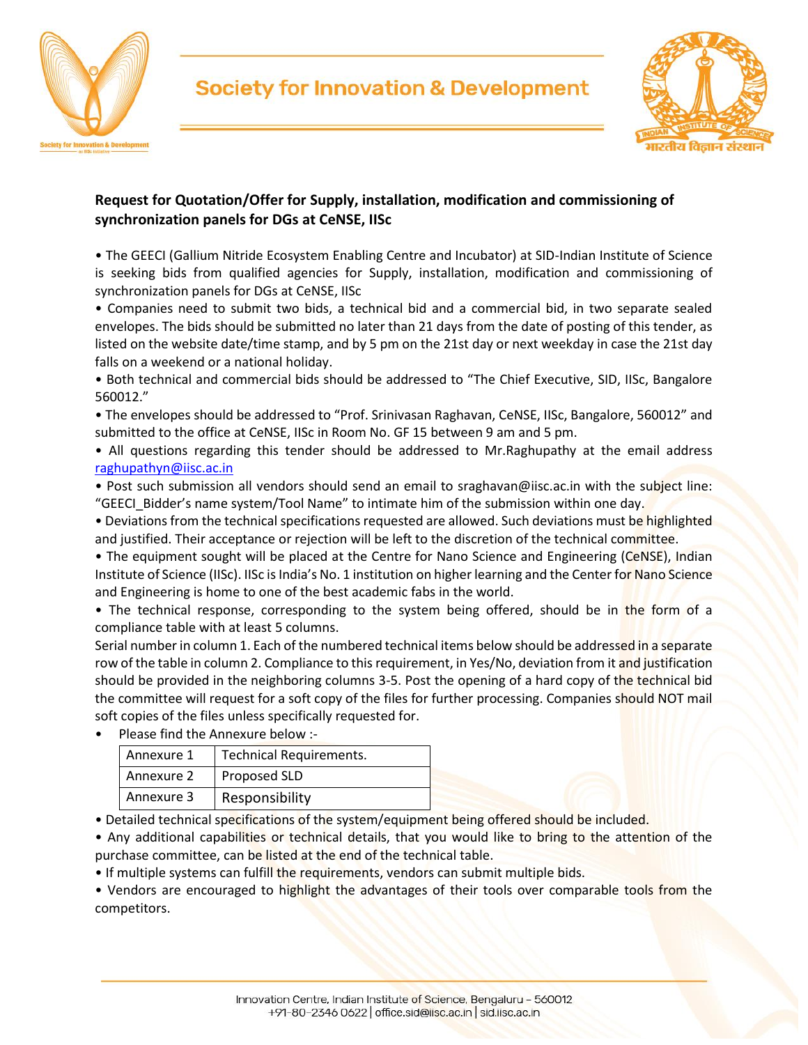# Society for Innovation & Development

**Request for Quotation/Offer for Supply, installation, modification and commissioning of synchronization panels for DGs at CeNSE, IISc**

• The GEECI (Gallium Nitride Ecosystem Enabling Centre and Incubator) at SID-Indian Institute of Science is seeking bids from qualified agencies for Supply, installation, modification and commissioning of synchronization panels for DGs at CeNSE, IISc

• Companies need to submit two bids, a technical bid and a commercial bid, in two separate sealed envelopes. The bids should be submitted no later than 21 days from the date of posting of this tender, as listed on the website date/time stamp, and by 5 pm on the 21st day or next weekday in case the 21st day falls on a weekend or a national holiday.

• Both technical and commercial bids should be addressed to "The Chief Executive, SID, IISc, Bangalore 560012."

• The envelopes should be addressed to "Prof. Srinivasan Raghavan, CeNSE, IISc, Bangalore, 560012" and submitted to the office at CeNSE, IISc in Room No. GF 15 between 9 am and 5 pm.

• All questions regarding this tender should be addressed to Mr.Raghupathy at the email address raghupathyn@iisc.ac.in

• Post such submission all vendors should send an email to sraghavan@iisc.ac.in with the subject line: "GEECI_Bidder's name system/Tool Name" to intimate him of the submission within one day.

• Deviations from the technical specifications requested are allowed. Such deviations must be highlighted and justified. Their acceptance or rejection will be left to the discretion of the technical committee.

• The equipment sought will be placed at the Centre for Nano Science and Engineering (CeNSE), Indian Institute of Science (IISc). IISc is India's No. 1 institution on higher learning and the Center for Nano Science and Engineering is home to one of the best academic fabs in the world.

• The technical response, corresponding to the system being offered, should be in the form of a compliance table with at least 5 columns.

Serial number in column 1. Each of the numbered technical items below should be addressed in a separate row of the table in column 2. Compliance to this requirement, in Yes/No, deviation from it and justification should be provided in the neighboring columns 3-5. Post the opening of a hard copy of the technical bid the committee will request for a soft copy of the files for further processing. Companies should NOT mail soft copies of the files unless specifically requested for.

- Please find the Annexure below :-

| Annexure 1 | Technical Requirements. |
|---|---|
| Annexure 2 | Proposed SLD |
| Annexure 3 | Responsibility |

• Detailed technical specifications of the system/equipment being offered should be included.

• Any additional capabilities or technical details, that you would like to bring to the attention of the purchase committee, can be listed at the end of the technical table.

• If multiple systems can fulfill the requirements, vendors can submit multiple bids.

• Vendors are encouraged to highlight the advantages of their tools over comparable tools from the competitors.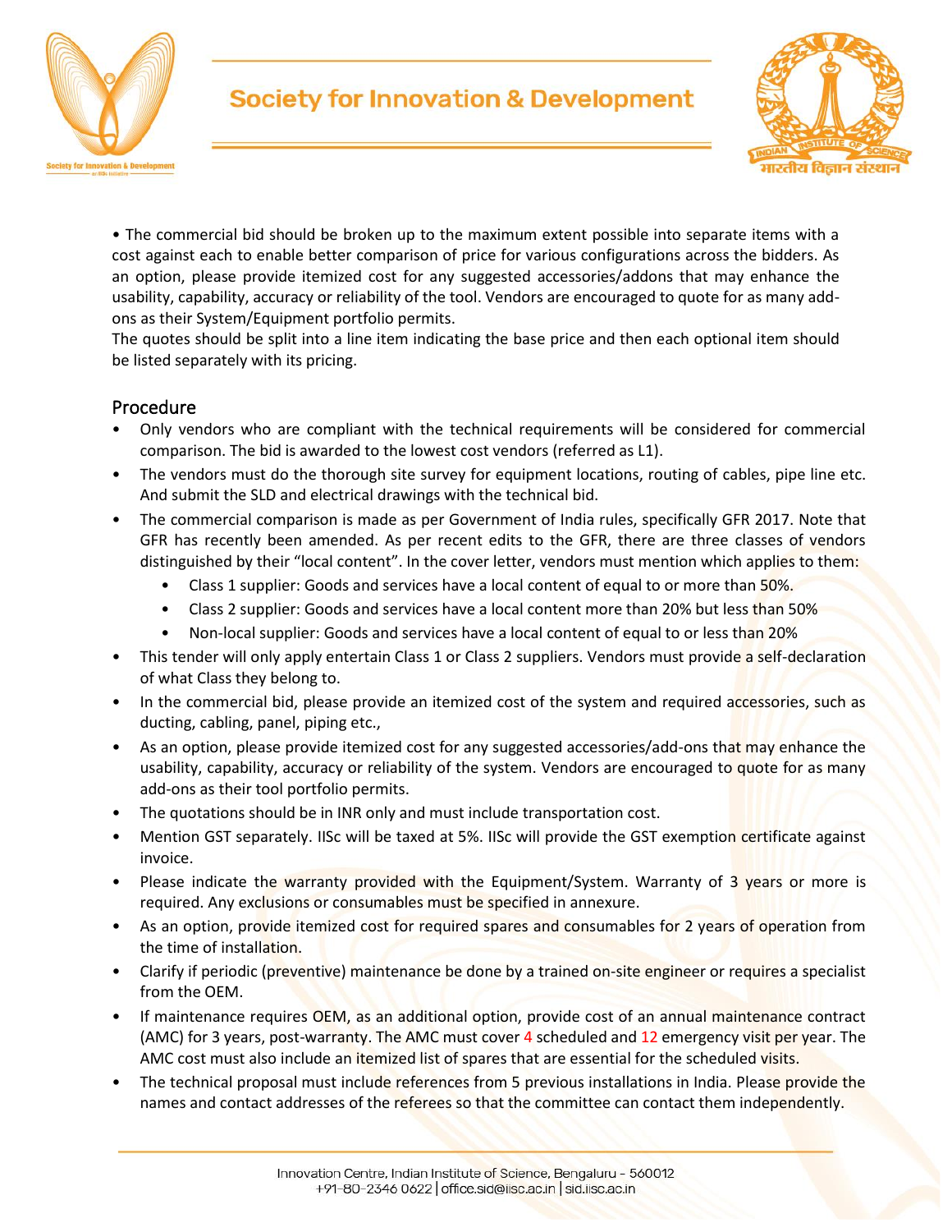• The commercial bid should be broken up to the maximum extent possible into separate items with a cost against each to enable better comparison of price for various configurations across the bidders. As an option, please provide itemized cost for any suggested accessories/addons that may enhance the usability, capability, accuracy or reliability of the tool. Vendors are encouraged to quote for as many add-ons as their System/Equipment portfolio permits.
The quotes should be split into a line item indicating the base price and then each optional item should be listed separately with its pricing.

## Procedure

- Only vendors who are compliant with the technical requirements will be considered for commercial comparison. The bid is awarded to the lowest cost vendors (referred as L1).
- The vendors must do the thorough site survey for equipment locations, routing of cables, pipe line etc. And submit the SLD and electrical drawings with the technical bid.
- The commercial comparison is made as per Government of India rules, specifically GFR 2017. Note that GFR has recently been amended. As per recent edits to the GFR, there are three classes of vendors distinguished by their "local content". In the cover letter, vendors must mention which applies to them:
    - Class 1 supplier: Goods and services have a local content of equal to or more than 50%.
    - Class 2 supplier: Goods and services have a local content more than 20% but less than 50%
    - Non-local supplier: Goods and services have a local content of equal to or less than 20%
- This tender will only apply entertain Class 1 or Class 2 suppliers. Vendors must provide a self-declaration of what Class they belong to.
- In the commercial bid, please provide an itemized cost of the system and required accessories, such as ducting, cabling, panel, piping etc.,
- As an option, please provide itemized cost for any suggested accessories/add-ons that may enhance the usability, capability, accuracy or reliability of the system. Vendors are encouraged to quote for as many add-ons as their tool portfolio permits.
- The quotations should be in INR only and must include transportation cost.
- Mention GST separately. IISc will be taxed at 5%. IISc will provide the GST exemption certificate against invoice.
- Please indicate the warranty provided with the Equipment/System. Warranty of 3 years or more is required. Any exclusions or consumables must be specified in annexure.
- As an option, provide itemized cost for required spares and consumables for 2 years of operation from the time of installation.
- Clarify if periodic (preventive) maintenance be done by a trained on-site engineer or requires a specialist from the OEM.
- If maintenance requires OEM, as an additional option, provide cost of an annual maintenance contract (AMC) for 3 years, post-warranty. The AMC must cover 4 scheduled and 12 emergency visit per year. The AMC cost must also include an itemized list of spares that are essential for the scheduled visits.
- The technical proposal must include references from 5 previous installations in India. Please provide the names and contact addresses of the referees so that the committee can contact them independently.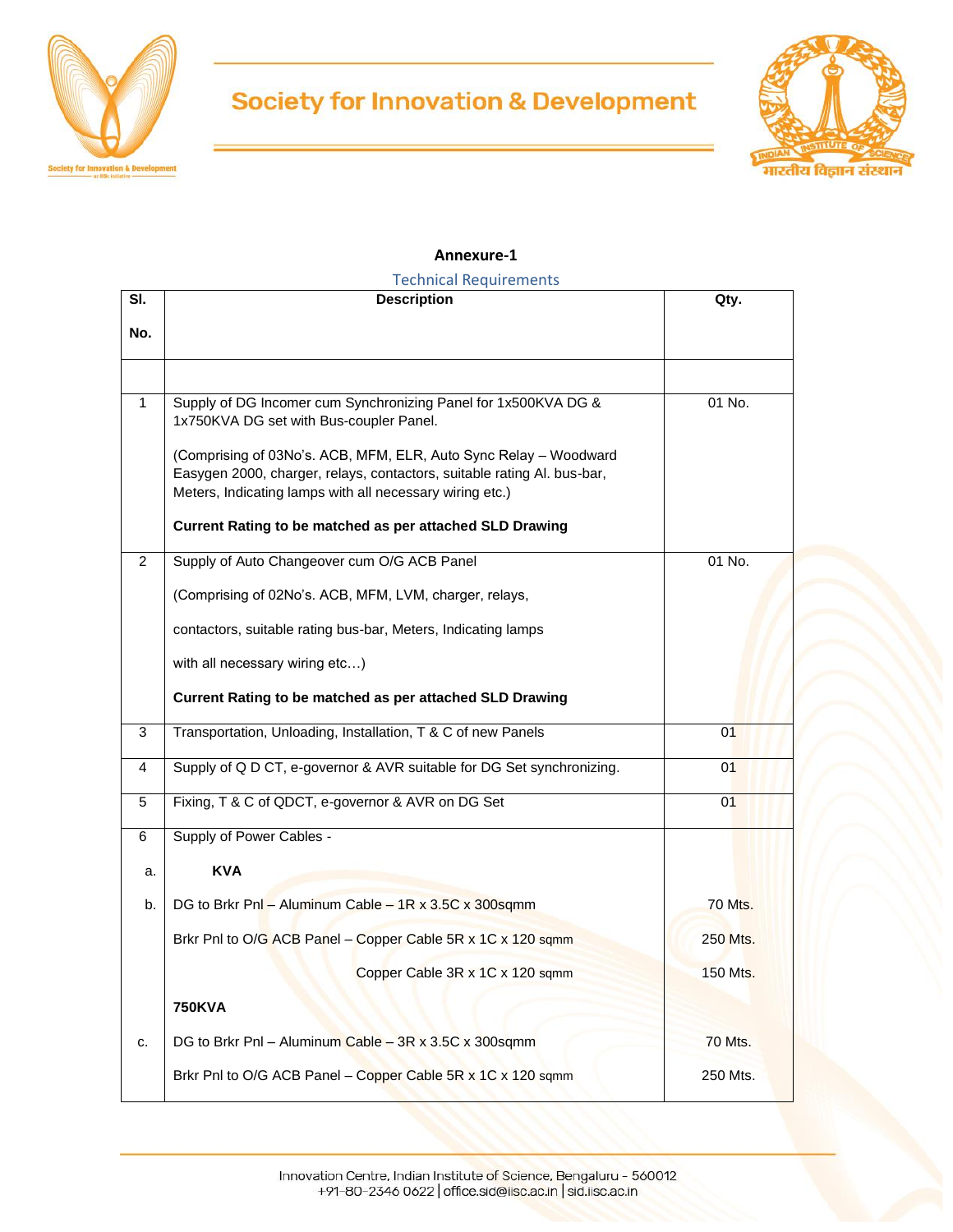**Annexure-1**

Technical Requirements

| Sl. No. | Description | Qty. |
|---|---|---|
| | | |
| 1 | Supply of DG Incomer cum Synchronizing Panel for 1x500KVA DG & 1x750KVA DG set with Bus-coupler Panel.<br><br>(Comprising of 03No's. ACB, MFM, ELR, Auto Sync Relay – Woodward Easygen 2000, charger, relays, contactors, suitable rating Al. bus-bar, Meters, Indicating lamps with all necessary wiring etc.)<br><br>**Current Rating to be matched as per attached SLD Drawing** | 01 No. |
| 2 | Supply of Auto Changeover cum O/G ACB Panel<br><br>(Comprising of 02No's. ACB, MFM, LVM, charger, relays,<br><br>contactors, suitable rating bus-bar, Meters, Indicating lamps<br><br>with all necessary wiring etc…)<br><br>**Current Rating to be matched as per attached SLD Drawing** | 01 No. |
| 3 | Transportation, Unloading, Installation, T & C of new Panels | 01 |
| 4 | Supply of Q D CT, e-governor & AVR suitable for DG Set synchronizing. | 01 |
| 5 | Fixing, T & C of QDCT, e-governor & AVR on DG Set | 01 |
| 6 | Supply of Power Cables - | |
| a. | **KVA** | |
| b. | DG to Brkr Pnl – Aluminum Cable – 1R x 3.5C x 300sqmm | 70 Mts. |
| | Brkr Pnl to O/G ACB Panel – Copper Cable 5R x 1C x 120 sqmm | 250 Mts. |
| | Copper Cable 3R x 1C x 120 sqmm | 150 Mts. |
| | **750KVA** | |
| c. | DG to Brkr Pnl – Aluminum Cable – 3R x 3.5C x 300sqmm | 70 Mts. |
| | Brkr Pnl to O/G ACB Panel – Copper Cable 5R x 1C x 120 sqmm | 250 Mts. |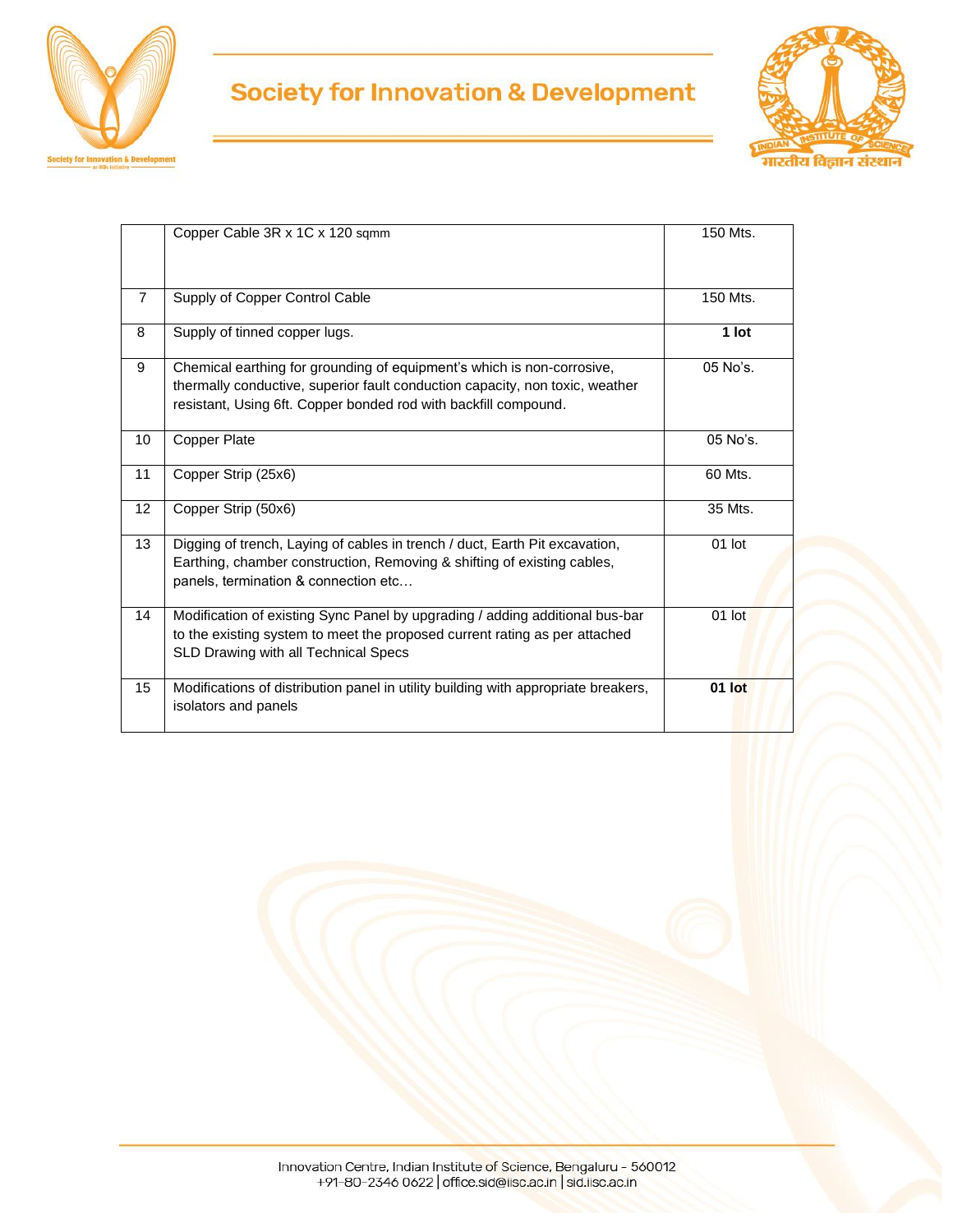| | | |
|---|---|---|
| | Copper Cable 3R x 1C x 120 sqmm | 150 Mts. |
| 7 | Supply of Copper Control Cable | 150 Mts. |
| 8 | Supply of tinned copper lugs. | **1 lot** |
| 9 | Chemical earthing for grounding of equipment's which is non-corrosive, thermally conductive, superior fault conduction capacity, non toxic, weather resistant, Using 6ft. Copper bonded rod with backfill compound. | 05 No's. |
| 10 | Copper Plate | 05 No's. |
| 11 | Copper Strip (25x6) | 60 Mts. |
| 12 | Copper Strip (50x6) | 35 Mts. |
| 13 | Digging of trench, Laying of cables in trench / duct, Earth Pit excavation, Earthing, chamber construction, Removing & shifting of existing cables, panels, termination & connection etc… | 01 lot |
| 14 | Modification of existing Sync Panel by upgrading / adding additional bus-bar to the existing system to meet the proposed current rating as per attached SLD Drawing with all Technical Specs | 01 lot |
| 15 | Modifications of distribution panel in utility building with appropriate breakers, isolators and panels | **01 lot** |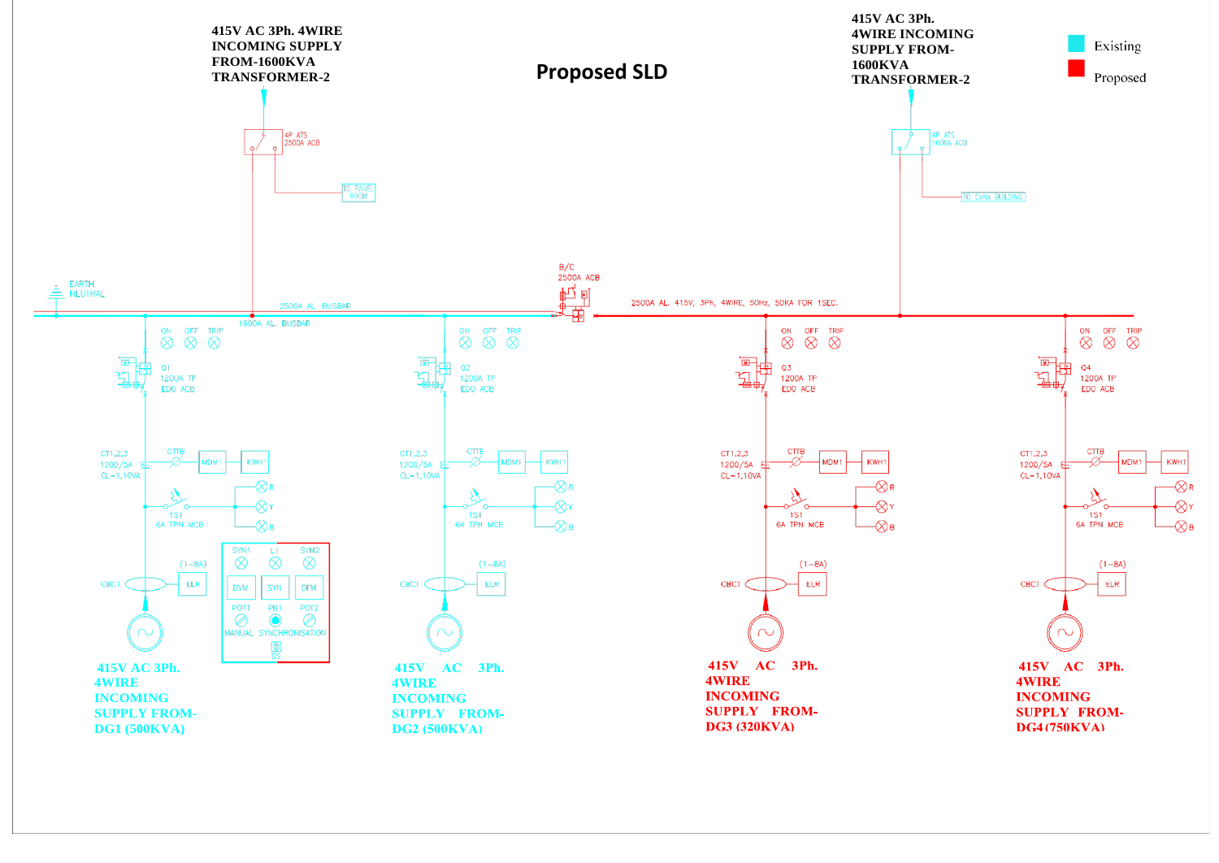# Proposed SLD

Legend: Existing (cyan), Proposed (red)

415V AC 3Ph. 4WIRE INCOMING SUPPLY FROM-1600KVA TRANSFORMER-2

4P ATS 2500A ACB

TO PANEL ROOM

415V AC 3Ph. 4WIRE INCOMING SUPPLY FROM-1600KVA TRANSFORMER-2

4P ATS 1600A ACB

TO Cells BUILDING

EARTH NEUTRAL

2500A AL BUSBAR

1600A AL BUSBAR

B/C 2500A ACB

2500A AL, 415V, 3Ph, 4WIRE, 50Hz, 50KA FOR 1SEC.

ON OFF TRIP

Q1 1200A TP EDO ACB

Q2 1200A TP EDO ACB

Q3 1200A TP EDO ACB

Q4 1200A TP EDO ACB

CT1,2,3 1200/5A CL-1,10VA

CTTB MDM1 KWH1

1S1 6A TPN MCB

R Y B

(1-8A) CBCT ELR

SYN1 L1 SYN2

DVM SYN DFM

POT1 PB1 POT2

MANUAL SYNCHRONISATION

SS

415V AC 3Ph. 4WIRE INCOMING SUPPLY FROM-DG1 (500KVA)

415V AC 3Ph. 4WIRE INCOMING SUPPLY FROM-DG2 (500KVA)

415V AC 3Ph. 4WIRE INCOMING SUPPLY FROM-DG3 (320KVA)

415V AC 3Ph. 4WIRE INCOMING SUPPLY FROM-DG4 (750KVA)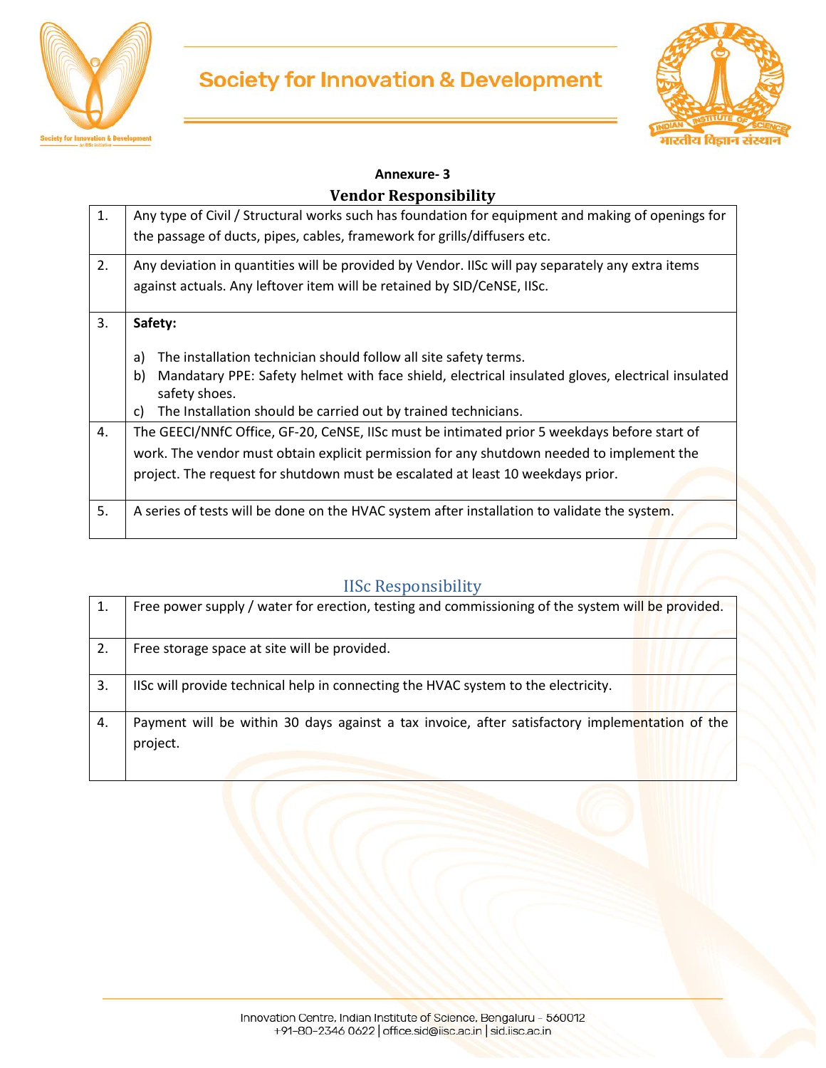**Annexure- 3**

## Vendor Responsibility

| | |
|---|---|
| 1. | Any type of Civil / Structural works such has foundation for equipment and making of openings for the passage of ducts, pipes, cables, framework for grills/diffusers etc. |
| 2. | Any deviation in quantities will be provided by Vendor. IISc will pay separately any extra items against actuals. Any leftover item will be retained by SID/CeNSE, IISc. |
| 3. | **Safety:** a) The installation technician should follow all site safety terms. b) Mandatary PPE: Safety helmet with face shield, electrical insulated gloves, electrical insulated safety shoes. c) The Installation should be carried out by trained technicians. |
| 4. | The GEECI/NNfC Office, GF-20, CeNSE, IISc must be intimated prior 5 weekdays before start of work. The vendor must obtain explicit permission for any shutdown needed to implement the project. The request for shutdown must be escalated at least 10 weekdays prior. |
| 5. | A series of tests will be done on the HVAC system after installation to validate the system. |

## IISc Responsibility

| | |
|---|---|
| 1. | Free power supply / water for erection, testing and commissioning of the system will be provided. |
| 2. | Free storage space at site will be provided. |
| 3. | IISc will provide technical help in connecting the HVAC system to the electricity. |
| 4. | Payment will be within 30 days against a tax invoice, after satisfactory implementation of the project. |